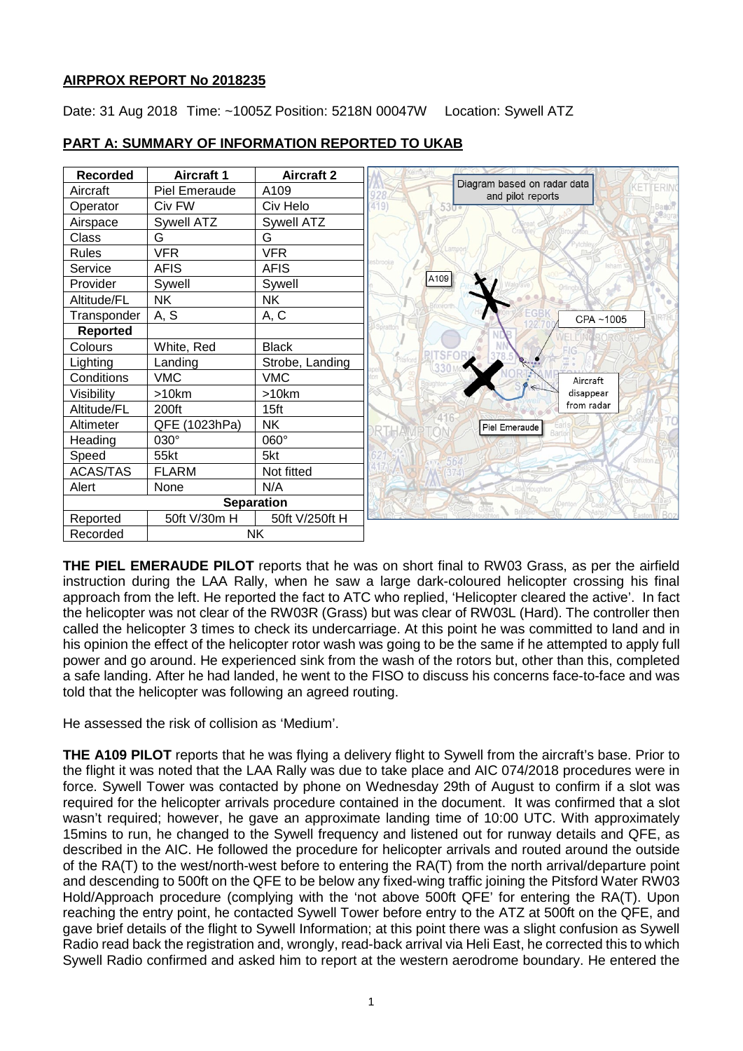## AIRPROX REPORT No 2018235

Date: 31 Aug 2018 Time: ~1005Z Position: 5218N 00047W Location: Sywell ATZ

## PART A: SUMMARY OF INFORMATION REPORTED TO UKAB

| Recorded | Aircraft 1 | Aircraft 2 |
|---|---|---|
| Aircraft | Piel Emeraude | A109 |
| Operator | Civ FW | Civ Helo |
| Airspace | Sywell ATZ | Sywell ATZ |
| Class | G | G |
| Rules | VFR | VFR |
| Service | AFIS | AFIS |
| Provider | Sywell | Sywell |
| Altitude/FL | NK | NK |
| Transponder | A, S | A, C |
| **Reported** | | |
| Colours | White, Red | Black |
| Lighting | Landing | Strobe, Landing |
| Conditions | VMC | VMC |
| Visibility | >10km | >10km |
| Altitude/FL | 200ft | 15ft |
| Altimeter | QFE (1023hPa) | NK |
| Heading | 030° | 060° |
| Speed | 55kt | 5kt |
| ACAS/TAS | FLARM | Not fitted |
| Alert | None | N/A |
| **Separation** | | |
| Reported | 50ft V/30m H | 50ft V/250ft H |
| Recorded | NK | |

Diagram based on radar data and pilot reports

A109

CPA ~1005

Aircraft disappear from radar

Piel Emeraude

**THE PIEL EMERAUDE PILOT** reports that he was on short final to RW03 Grass, as per the airfield instruction during the LAA Rally, when he saw a large dark-coloured helicopter crossing his final approach from the left. He reported the fact to ATC who replied, 'Helicopter cleared the active'. In fact the helicopter was not clear of the RW03R (Grass) but was clear of RW03L (Hard). The controller then called the helicopter 3 times to check its undercarriage. At this point he was committed to land and in his opinion the effect of the helicopter rotor wash was going to be the same if he attempted to apply full power and go around. He experienced sink from the wash of the rotors but, other than this, completed a safe landing. After he had landed, he went to the FISO to discuss his concerns face-to-face and was told that the helicopter was following an agreed routing.

He assessed the risk of collision as 'Medium'.

**THE A109 PILOT** reports that he was flying a delivery flight to Sywell from the aircraft's base. Prior to the flight it was noted that the LAA Rally was due to take place and AIC 074/2018 procedures were in force. Sywell Tower was contacted by phone on Wednesday 29th of August to confirm if a slot was required for the helicopter arrivals procedure contained in the document. It was confirmed that a slot wasn't required; however, he gave an approximate landing time of 10:00 UTC. With approximately 15mins to run, he changed to the Sywell frequency and listened out for runway details and QFE, as described in the AIC. He followed the procedure for helicopter arrivals and routed around the outside of the RA(T) to the west/north-west before to entering the RA(T) from the north arrival/departure point and descending to 500ft on the QFE to be below any fixed-wing traffic joining the Pitsford Water RW03 Hold/Approach procedure (complying with the 'not above 500ft QFE' for entering the RA(T). Upon reaching the entry point, he contacted Sywell Tower before entry to the ATZ at 500ft on the QFE, and gave brief details of the flight to Sywell Information; at this point there was a slight confusion as Sywell Radio read back the registration and, wrongly, read-back arrival via Heli East, he corrected this to which Sywell Radio confirmed and asked him to report at the western aerodrome boundary. He entered the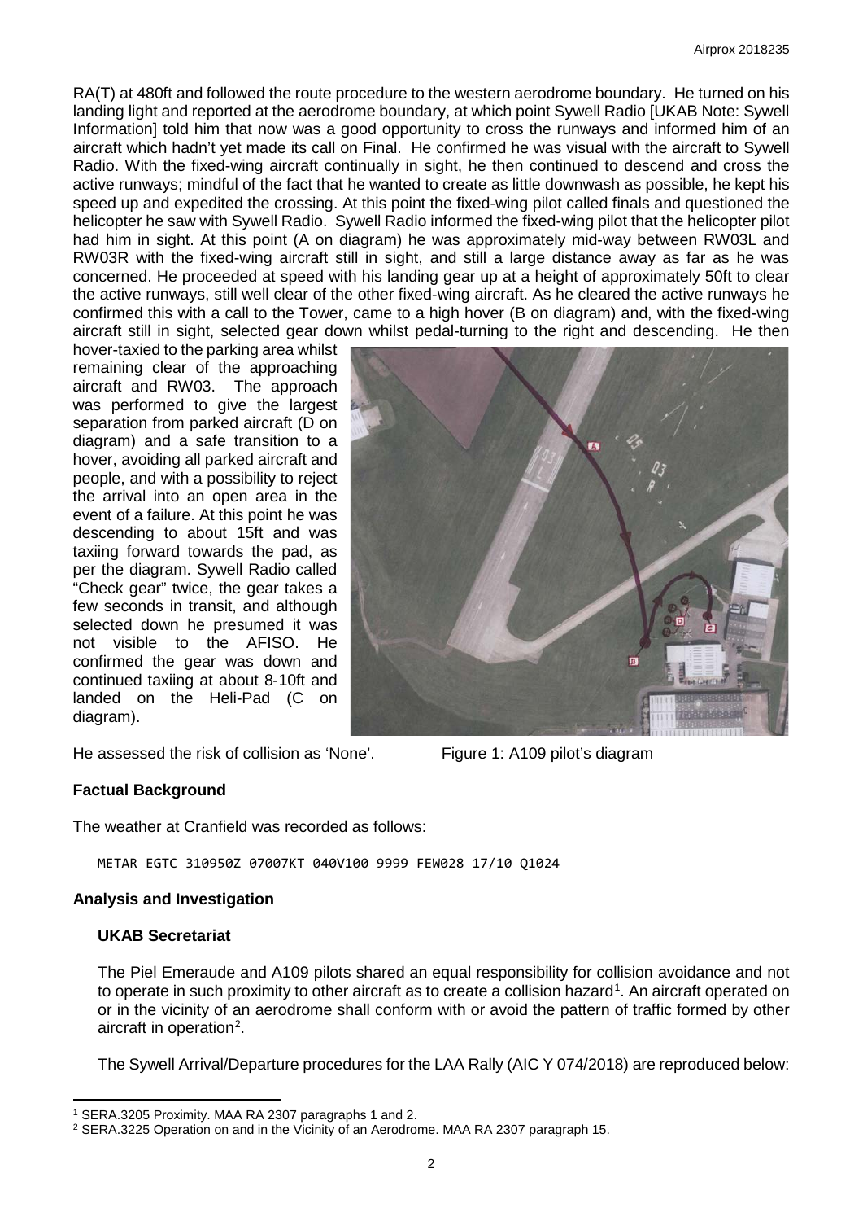RA(T) at 480ft and followed the route procedure to the western aerodrome boundary. He turned on his landing light and reported at the aerodrome boundary, at which point Sywell Radio [UKAB Note: Sywell Information] told him that now was a good opportunity to cross the runways and informed him of an aircraft which hadn't yet made its call on Final. He confirmed he was visual with the aircraft to Sywell Radio. With the fixed-wing aircraft continually in sight, he then continued to descend and cross the active runways; mindful of the fact that he wanted to create as little downwash as possible, he kept his speed up and expedited the crossing. At this point the fixed-wing pilot called finals and questioned the helicopter he saw with Sywell Radio. Sywell Radio informed the fixed-wing pilot that the helicopter pilot had him in sight. At this point (A on diagram) he was approximately mid-way between RW03L and RW03R with the fixed-wing aircraft still in sight, and still a large distance away as far as he was concerned. He proceeded at speed with his landing gear up at a height of approximately 50ft to clear the active runways, still well clear of the other fixed-wing aircraft. As he cleared the active runways he confirmed this with a call to the Tower, came to a high hover (B on diagram) and, with the fixed-wing aircraft still in sight, selected gear down whilst pedal-turning to the right and descending. He then hover-taxied to the parking area whilst remaining clear of the approaching aircraft and RW03. The approach was performed to give the largest separation from parked aircraft (D on diagram) and a safe transition to a hover, avoiding all parked aircraft and people, and with a possibility to reject the arrival into an open area in the event of a failure. At this point he was descending to about 15ft and was taxiing forward towards the pad, as per the diagram. Sywell Radio called "Check gear" twice, the gear takes a few seconds in transit, and although selected down he presumed it was not visible to the AFISO. He confirmed the gear was down and continued taxiing at about 8-10ft and landed on the Heli-Pad (C on diagram).

He assessed the risk of collision as 'None'.

Figure 1: A109 pilot's diagram

## Factual Background

The weather at Cranfield was recorded as follows:

```
METAR EGTC 310950Z 07007KT 040V100 9999 FEW028 17/10 Q1024
```

## Analysis and Investigation

### UKAB Secretariat

The Piel Emeraude and A109 pilots shared an equal responsibility for collision avoidance and not to operate in such proximity to other aircraft as to create a collision hazard[1]. An aircraft operated on or in the vicinity of an aerodrome shall conform with or avoid the pattern of traffic formed by other aircraft in operation[2].

The Sywell Arrival/Departure procedures for the LAA Rally (AIC Y 074/2018) are reproduced below:

---

[1] SERA.3205 Proximity. MAA RA 2307 paragraphs 1 and 2.

[2] SERA.3225 Operation on and in the Vicinity of an Aerodrome. MAA RA 2307 paragraph 15.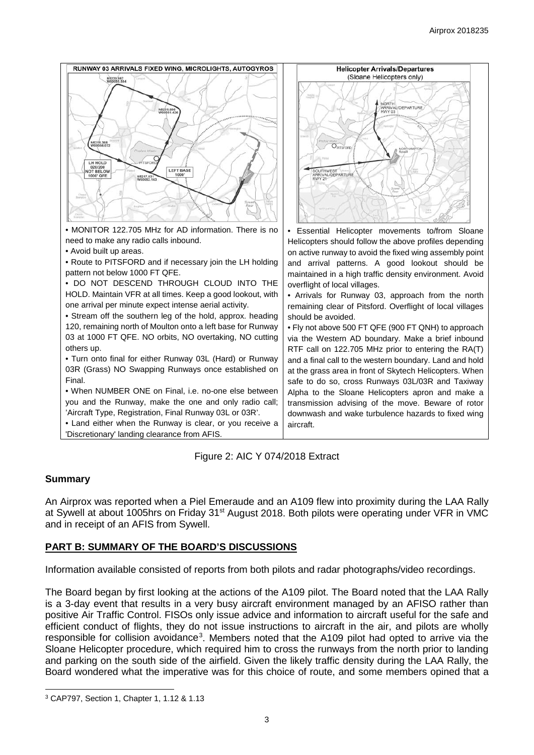| RUNWAY 03 ARRIVALS FIXED WING, MICROLIGHTS, AUTOGYROS | Helicopter Arrivals/Departures (Sloane Helicopters only) |
|---|---|
| • MONITOR 122.705 MHz for AD information. There is no need to make any radio calls inbound.<br>• Avoid built up areas.<br>• Route to PITSFORD and if necessary join the LH holding pattern not below 1000 FT QFE.<br>• DO NOT DESCEND THROUGH CLOUD INTO THE HOLD. Maintain VFR at all times. Keep a good lookout, with one arrival per minute expect intense aerial activity.<br>• Stream off the southern leg of the hold, approx. heading 120, remaining north of Moulton onto a left base for Runway 03 at 1000 FT QFE. NO orbits, NO overtaking, NO cutting others up.<br>• Turn onto final for either Runway 03L (Hard) or Runway 03R (Grass) NO Swapping Runways once established on Final.<br>• When NUMBER ONE on Final, i.e. no-one else between you and the Runway, make the one and only radio call; 'Aircraft Type, Registration, Final Runway 03L or 03R'.<br>• Land either when the Runway is clear, or you receive a 'Discretionary' landing clearance from AFIS. | • Essential Helicopter movements to/from Sloane Helicopters should follow the above profiles depending on active runway to avoid the fixed wing assembly point and arrival patterns. A good lookout should be maintained in a high traffic density environment. Avoid overflight of local villages.<br>• Arrivals for Runway 03, approach from the north remaining clear of Pitsford. Overflight of local villages should be avoided.<br>• Fly not above 500 FT QFE (900 FT QNH) to approach via the Western AD boundary. Make a brief inbound RTF call on 122.705 MHz prior to entering the RA(T) and a final call to the western boundary. Land and hold at the grass area in front of Skytech Helicopters. When safe to do so, cross Runways 03L/03R and Taxiway Alpha to the Sloane Helicopters apron and make a transmission advising of the move. Beware of rotor downwash and wake turbulence hazards to fixed wing aircraft. |

Figure 2: AIC Y 074/2018 Extract

## Summary

An Airprox was reported when a Piel Emeraude and an A109 flew into proximity during the LAA Rally at Sywell at about 1005hrs on Friday 31st August 2018. Both pilots were operating under VFR in VMC and in receipt of an AFIS from Sywell.

## PART B: SUMMARY OF THE BOARD'S DISCUSSIONS

Information available consisted of reports from both pilots and radar photographs/video recordings.

The Board began by first looking at the actions of the A109 pilot. The Board noted that the LAA Rally is a 3-day event that results in a very busy aircraft environment managed by an AFISO rather than positive Air Traffic Control. FISOs only issue advice and information to aircraft useful for the safe and efficient conduct of flights, they do not issue instructions to aircraft in the air, and pilots are wholly responsible for collision avoidance[3]. Members noted that the A109 pilot had opted to arrive via the Sloane Helicopter procedure, which required him to cross the runways from the north prior to landing and parking on the south side of the airfield. Given the likely traffic density during the LAA Rally, the Board wondered what the imperative was for this choice of route, and some members opined that a

[3] CAP797, Section 1, Chapter 1, 1.12 & 1.13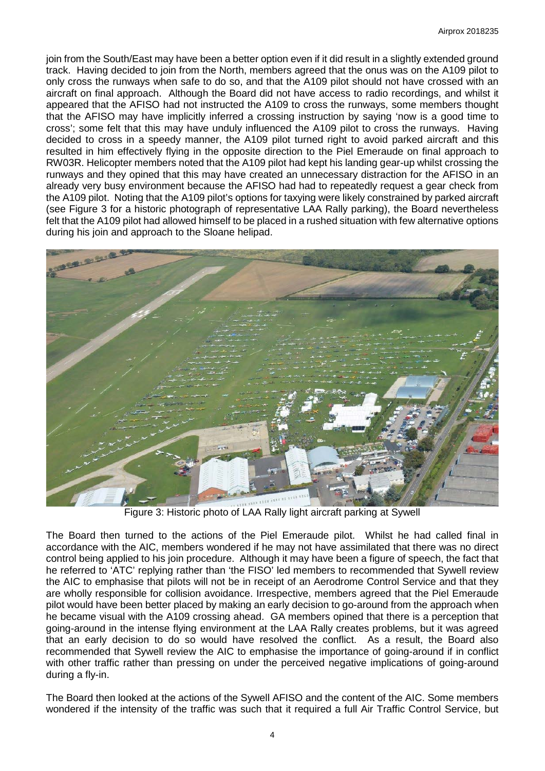join from the South/East may have been a better option even if it did result in a slightly extended ground track. Having decided to join from the North, members agreed that the onus was on the A109 pilot to only cross the runways when safe to do so, and that the A109 pilot should not have crossed with an aircraft on final approach. Although the Board did not have access to radio recordings, and whilst it appeared that the AFISO had not instructed the A109 to cross the runways, some members thought that the AFISO may have implicitly inferred a crossing instruction by saying 'now is a good time to cross'; some felt that this may have unduly influenced the A109 pilot to cross the runways. Having decided to cross in a speedy manner, the A109 pilot turned right to avoid parked aircraft and this resulted in him effectively flying in the opposite direction to the Piel Emeraude on final approach to RW03R. Helicopter members noted that the A109 pilot had kept his landing gear-up whilst crossing the runways and they opined that this may have created an unnecessary distraction for the AFISO in an already very busy environment because the AFISO had had to repeatedly request a gear check from the A109 pilot. Noting that the A109 pilot's options for taxying were likely constrained by parked aircraft (see Figure 3 for a historic photograph of representative LAA Rally parking), the Board nevertheless felt that the A109 pilot had allowed himself to be placed in a rushed situation with few alternative options during his join and approach to the Sloane helipad.

Figure 3: Historic photo of LAA Rally light aircraft parking at Sywell

The Board then turned to the actions of the Piel Emeraude pilot. Whilst he had called final in accordance with the AIC, members wondered if he may not have assimilated that there was no direct control being applied to his join procedure. Although it may have been a figure of speech, the fact that he referred to 'ATC' replying rather than 'the FISO' led members to recommended that Sywell review the AIC to emphasise that pilots will not be in receipt of an Aerodrome Control Service and that they are wholly responsible for collision avoidance. Irrespective, members agreed that the Piel Emeraude pilot would have been better placed by making an early decision to go-around from the approach when he became visual with the A109 crossing ahead. GA members opined that there is a perception that going-around in the intense flying environment at the LAA Rally creates problems, but it was agreed that an early decision to do so would have resolved the conflict. As a result, the Board also recommended that Sywell review the AIC to emphasise the importance of going-around if in conflict with other traffic rather than pressing on under the perceived negative implications of going-around during a fly-in.

The Board then looked at the actions of the Sywell AFISO and the content of the AIC. Some members wondered if the intensity of the traffic was such that it required a full Air Traffic Control Service, but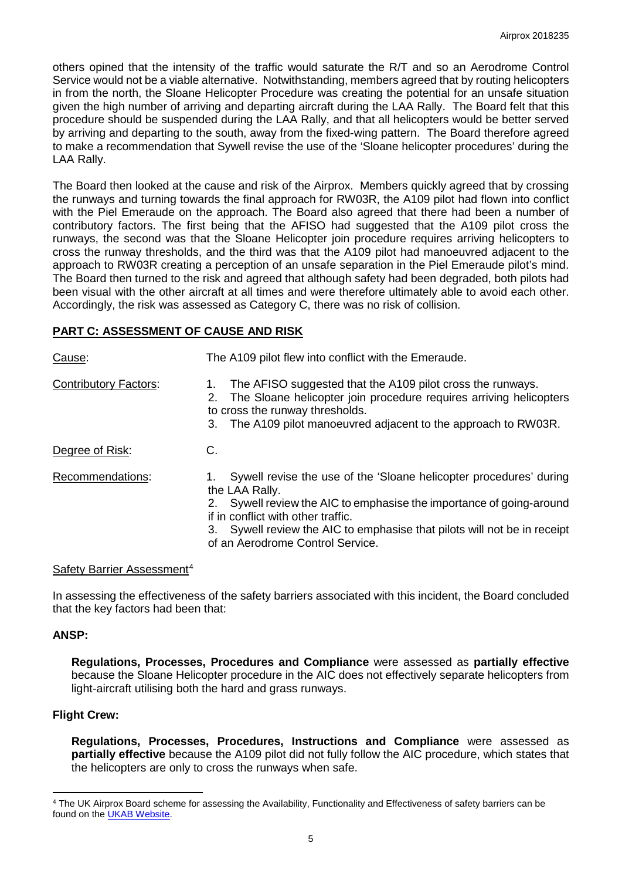others opined that the intensity of the traffic would saturate the R/T and so an Aerodrome Control Service would not be a viable alternative. Notwithstanding, members agreed that by routing helicopters in from the north, the Sloane Helicopter Procedure was creating the potential for an unsafe situation given the high number of arriving and departing aircraft during the LAA Rally. The Board felt that this procedure should be suspended during the LAA Rally, and that all helicopters would be better served by arriving and departing to the south, away from the fixed-wing pattern. The Board therefore agreed to make a recommendation that Sywell revise the use of the 'Sloane helicopter procedures' during the LAA Rally.

The Board then looked at the cause and risk of the Airprox. Members quickly agreed that by crossing the runways and turning towards the final approach for RW03R, the A109 pilot had flown into conflict with the Piel Emeraude on the approach. The Board also agreed that there had been a number of contributory factors. The first being that the AFISO had suggested that the A109 pilot cross the runways, the second was that the Sloane Helicopter join procedure requires arriving helicopters to cross the runway thresholds, and the third was that the A109 pilot had manoeuvred adjacent to the approach to RW03R creating a perception of an unsafe separation in the Piel Emeraude pilot's mind. The Board then turned to the risk and agreed that although safety had been degraded, both pilots had been visual with the other aircraft at all times and were therefore ultimately able to avoid each other. Accordingly, the risk was assessed as Category C, there was no risk of collision.

## PART C: ASSESSMENT OF CAUSE AND RISK

Cause: The A109 pilot flew into conflict with the Emeraude.

Contributory Factors:

1. The AFISO suggested that the A109 pilot cross the runways.
2. The Sloane helicopter join procedure requires arriving helicopters to cross the runway thresholds.
3. The A109 pilot manoeuvred adjacent to the approach to RW03R.

Degree of Risk: C.

Recommendations:

1. Sywell revise the use of the 'Sloane helicopter procedures' during the LAA Rally.
2. Sywell review the AIC to emphasise the importance of going-around if in conflict with other traffic.
3. Sywell review the AIC to emphasise that pilots will not be in receipt of an Aerodrome Control Service.

Safety Barrier Assessment[4]

In assessing the effectiveness of the safety barriers associated with this incident, the Board concluded that the key factors had been that:

### ANSP:

**Regulations, Processes, Procedures and Compliance** were assessed as **partially effective** because the Sloane Helicopter procedure in the AIC does not effectively separate helicopters from light-aircraft utilising both the hard and grass runways.

### Flight Crew:

**Regulations, Processes, Procedures, Instructions and Compliance** were assessed as **partially effective** because the A109 pilot did not fully follow the AIC procedure, which states that the helicopters are only to cross the runways when safe.

[4] The UK Airprox Board scheme for assessing the Availability, Functionality and Effectiveness of safety barriers can be found on the UKAB Website.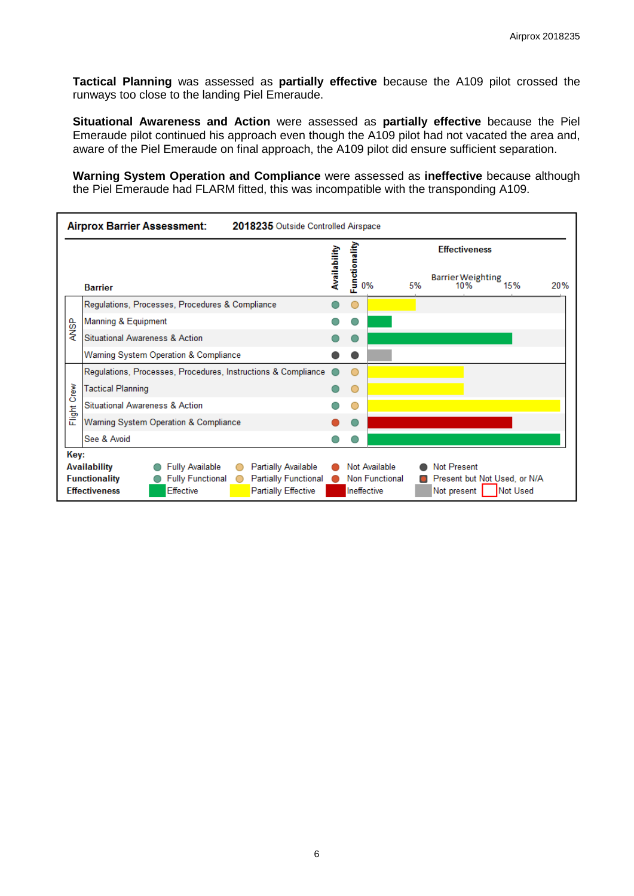**Tactical Planning** was assessed as **partially effective** because the A109 pilot crossed the runways too close to the landing Piel Emeraude.

**Situational Awareness and Action** were assessed as **partially effective** because the Piel Emeraude pilot continued his approach even though the A109 pilot had not vacated the area and, aware of the Piel Emeraude on final approach, the A109 pilot did ensure sufficient separation.

**Warning System Operation and Compliance** were assessed as **ineffective** because although the Piel Emeraude had FLARM fitted, this was incompatible with the transponding A109.

**Airprox Barrier Assessment:** **2018235** Outside Controlled Airspace

Barrier
Availability
Functionality
Effectiveness
Barrier Weighting
0%
5%
10%
15%
20%

ANSP
Regulations, Processes, Procedures & Compliance
Manning & Equipment
Situational Awareness & Action
Warning System Operation & Compliance

Flight Crew
Regulations, Processes, Procedures, Instructions & Compliance
Tactical Planning
Situational Awareness & Action
Warning System Operation & Compliance
See & Avoid

**Key:**
**Availability** Fully Available, Partially Available, Not Available, Not Present
**Functionality** Fully Functional, Partially Functional, Non Functional, Present but Not Used, or N/A
**Effectiveness** Effective, Partially Effective, Ineffective, Not present, Not Used